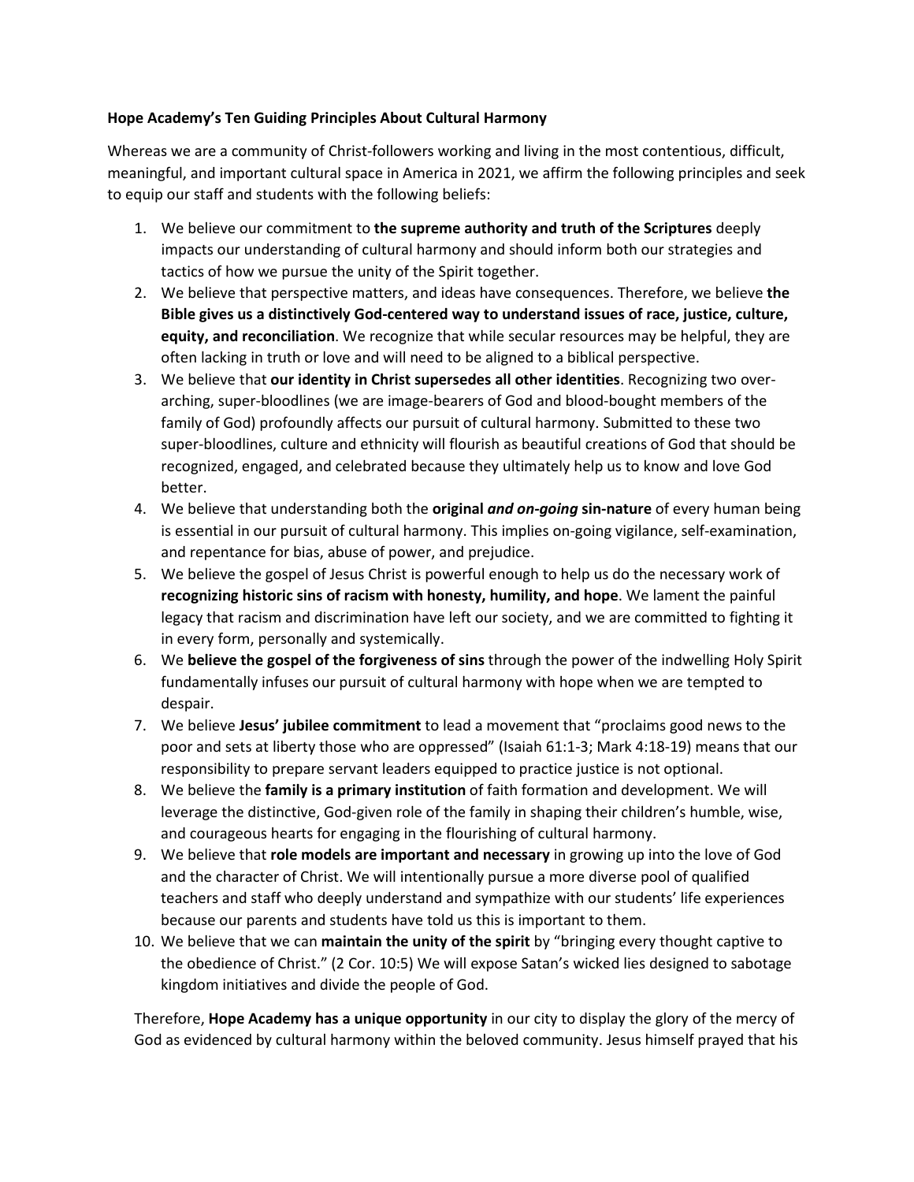**Hope Academy's Ten Guiding Principles About Cultural Harmony**

Whereas we are a community of Christ-followers working and living in the most contentious, difficult, meaningful, and important cultural space in America in 2021, we affirm the following principles and seek to equip our staff and students with the following beliefs:

1. We believe our commitment to **the supreme authority and truth of the Scriptures** deeply impacts our understanding of cultural harmony and should inform both our strategies and tactics of how we pursue the unity of the Spirit together.
2. We believe that perspective matters, and ideas have consequences. Therefore, we believe **the Bible gives us a distinctively God-centered way to understand issues of race, justice, culture, equity, and reconciliation**. We recognize that while secular resources may be helpful, they are often lacking in truth or love and will need to be aligned to a biblical perspective.
3. We believe that **our identity in Christ supersedes all other identities**. Recognizing two over-arching, super-bloodlines (we are image-bearers of God and blood-bought members of the family of God) profoundly affects our pursuit of cultural harmony. Submitted to these two super-bloodlines, culture and ethnicity will flourish as beautiful creations of God that should be recognized, engaged, and celebrated because they ultimately help us to know and love God better.
4. We believe that understanding both the **original *and on-going* sin-nature** of every human being is essential in our pursuit of cultural harmony. This implies on-going vigilance, self-examination, and repentance for bias, abuse of power, and prejudice.
5. We believe the gospel of Jesus Christ is powerful enough to help us do the necessary work of **recognizing historic sins of racism with honesty, humility, and hope**. We lament the painful legacy that racism and discrimination have left our society, and we are committed to fighting it in every form, personally and systemically.
6. We **believe the gospel of the forgiveness of sins** through the power of the indwelling Holy Spirit fundamentally infuses our pursuit of cultural harmony with hope when we are tempted to despair.
7. We believe **Jesus' jubilee commitment** to lead a movement that "proclaims good news to the poor and sets at liberty those who are oppressed" (Isaiah 61:1-3; Mark 4:18-19) means that our responsibility to prepare servant leaders equipped to practice justice is not optional.
8. We believe the **family is a primary institution** of faith formation and development. We will leverage the distinctive, God-given role of the family in shaping their children's humble, wise, and courageous hearts for engaging in the flourishing of cultural harmony.
9. We believe that **role models are important and necessary** in growing up into the love of God and the character of Christ. We will intentionally pursue a more diverse pool of qualified teachers and staff who deeply understand and sympathize with our students' life experiences because our parents and students have told us this is important to them.
10. We believe that we can **maintain the unity of the spirit** by "bringing every thought captive to the obedience of Christ." (2 Cor. 10:5) We will expose Satan's wicked lies designed to sabotage kingdom initiatives and divide the people of God.

Therefore, **Hope Academy has a unique opportunity** in our city to display the glory of the mercy of God as evidenced by cultural harmony within the beloved community. Jesus himself prayed that his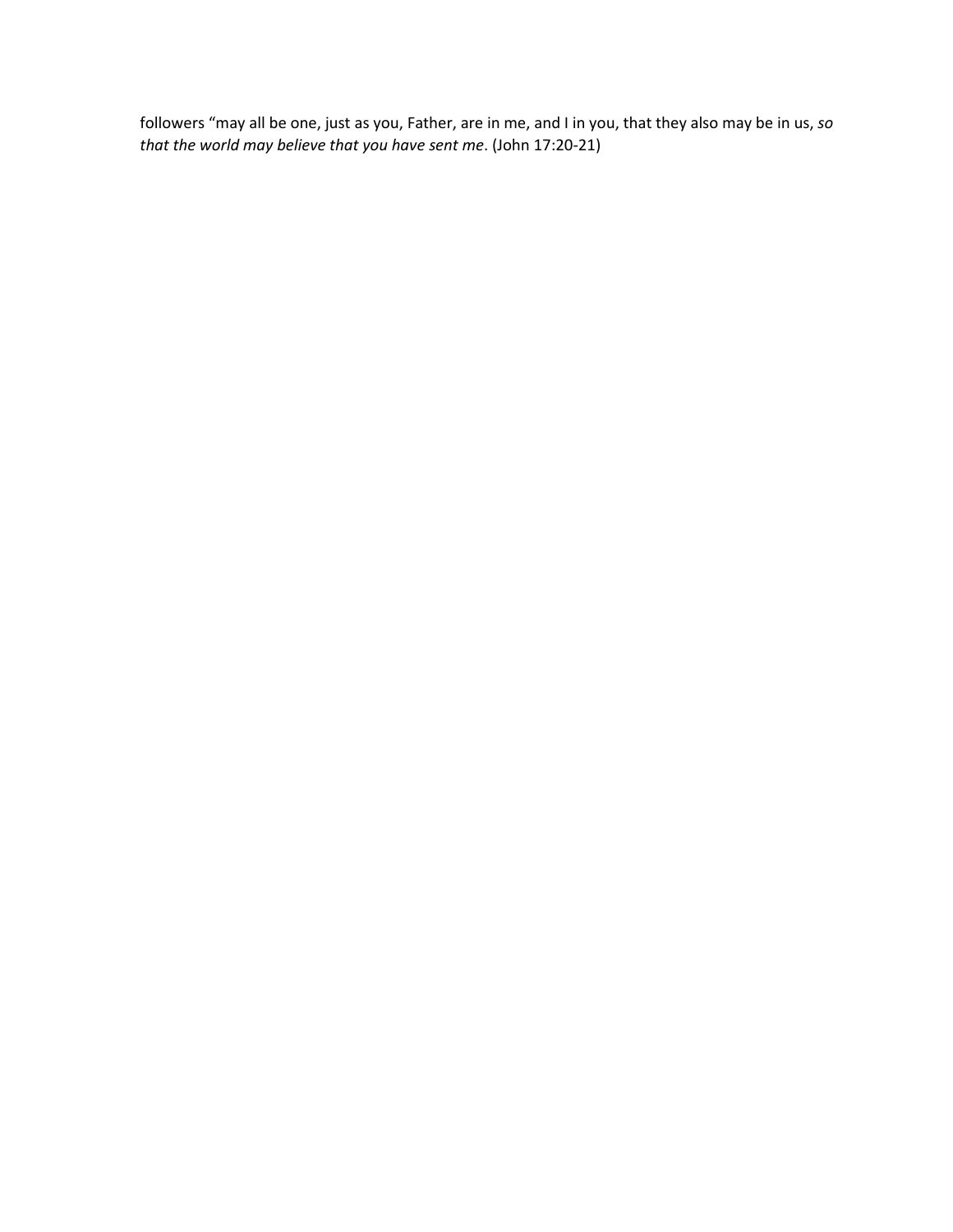followers “may all be one, just as you, Father, are in me, and I in you, that they also may be in us, *so that the world may believe that you have sent me*. (John 17:20-21)